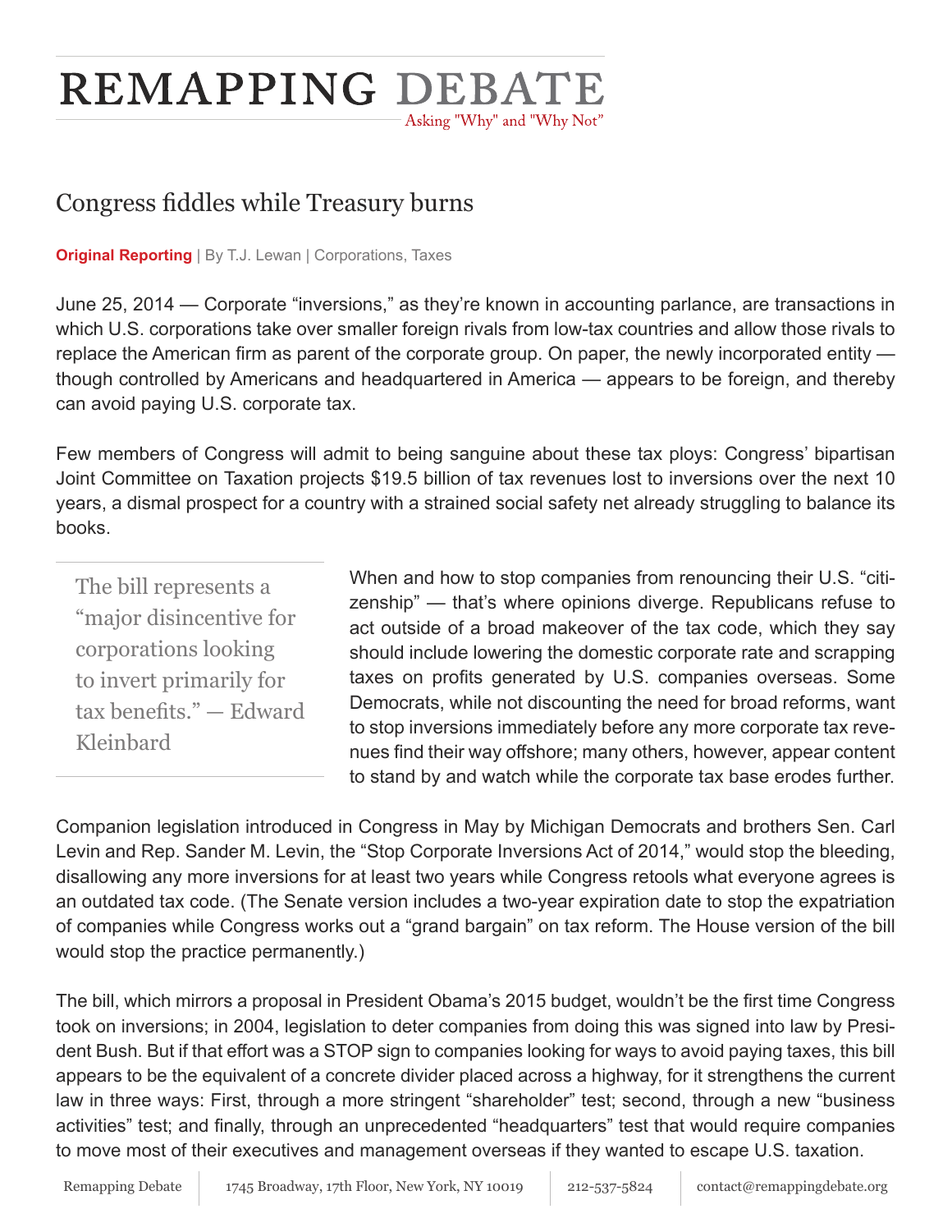# REMAPPING DEBATE

Asking "Why" and "Why Not"

## Congress fiddles while Treasury burns

**Original Reporting** | By T.J. Lewan | Corporations, Taxes

June 25, 2014 — Corporate "inversions," as they're known in accounting parlance, are transactions in which U.S. corporations take over smaller foreign rivals from low-tax countries and allow those rivals to replace the American firm as parent of the corporate group. On paper, the newly incorporated entity — though controlled by Americans and headquartered in America — appears to be foreign, and thereby can avoid paying U.S. corporate tax.

Few members of Congress will admit to being sanguine about these tax ploys: Congress' bipartisan Joint Committee on Taxation projects $19.5 billion of tax revenues lost to inversions over the next 10 years, a dismal prospect for a country with a strained social safety net already struggling to balance its books.

> The bill represents a "major disincentive for corporations looking to invert primarily for tax benefits." — Edward Kleinbard

When and how to stop companies from renouncing their U.S. "citizenship" — that's where opinions diverge. Republicans refuse to act outside of a broad makeover of the tax code, which they say should include lowering the domestic corporate rate and scrapping taxes on profits generated by U.S. companies overseas. Some Democrats, while not discounting the need for broad reforms, want to stop inversions immediately before any more corporate tax revenues find their way offshore; many others, however, appear content to stand by and watch while the corporate tax base erodes further.

Companion legislation introduced in Congress in May by Michigan Democrats and brothers Sen. Carl Levin and Rep. Sander M. Levin, the "Stop Corporate Inversions Act of 2014," would stop the bleeding, disallowing any more inversions for at least two years while Congress retools what everyone agrees is an outdated tax code. (The Senate version includes a two-year expiration date to stop the expatriation of companies while Congress works out a "grand bargain" on tax reform. The House version of the bill would stop the practice permanently.)

The bill, which mirrors a proposal in President Obama's 2015 budget, wouldn't be the first time Congress took on inversions; in 2004, legislation to deter companies from doing this was signed into law by President Bush. But if that effort was a STOP sign to companies looking for ways to avoid paying taxes, this bill appears to be the equivalent of a concrete divider placed across a highway, for it strengthens the current law in three ways: First, through a more stringent "shareholder" test; second, through a new "business activities" test; and finally, through an unprecedented "headquarters" test that would require companies to move most of their executives and management overseas if they wanted to escape U.S. taxation.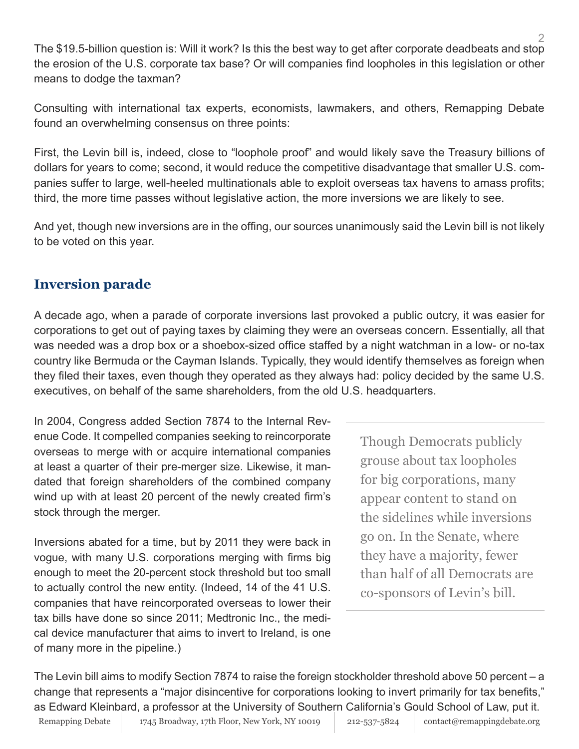The $19.5-billion question is: Will it work? Is this the best way to get after corporate deadbeats and stop the erosion of the U.S. corporate tax base? Or will companies find loopholes in this legislation or other means to dodge the taxman?

Consulting with international tax experts, economists, lawmakers, and others, Remapping Debate found an overwhelming consensus on three points:

First, the Levin bill is, indeed, close to "loophole proof" and would likely save the Treasury billions of dollars for years to come; second, it would reduce the competitive disadvantage that smaller U.S. companies suffer to large, well-heeled multinationals able to exploit overseas tax havens to amass profits; third, the more time passes without legislative action, the more inversions we are likely to see.

And yet, though new inversions are in the offing, our sources unanimously said the Levin bill is not likely to be voted on this year.

## Inversion parade

A decade ago, when a parade of corporate inversions last provoked a public outcry, it was easier for corporations to get out of paying taxes by claiming they were an overseas concern. Essentially, all that was needed was a drop box or a shoebox-sized office staffed by a night watchman in a low- or no-tax country like Bermuda or the Cayman Islands. Typically, they would identify themselves as foreign when they filed their taxes, even though they operated as they always had: policy decided by the same U.S. executives, on behalf of the same shareholders, from the old U.S. headquarters.

In 2004, Congress added Section 7874 to the Internal Revenue Code. It compelled companies seeking to reincorporate overseas to merge with or acquire international companies at least a quarter of their pre-merger size. Likewise, it mandated that foreign shareholders of the combined company wind up with at least 20 percent of the newly created firm's stock through the merger.

> Though Democrats publicly grouse about tax loopholes for big corporations, many appear content to stand on the sidelines while inversions go on. In the Senate, where they have a majority, fewer than half of all Democrats are co-sponsors of Levin's bill.

Inversions abated for a time, but by 2011 they were back in vogue, with many U.S. corporations merging with firms big enough to meet the 20-percent stock threshold but too small to actually control the new entity. (Indeed, 14 of the 41 U.S. companies that have reincorporated overseas to lower their tax bills have done so since 2011; Medtronic Inc., the medical device manufacturer that aims to invert to Ireland, is one of many more in the pipeline.)

The Levin bill aims to modify Section 7874 to raise the foreign stockholder threshold above 50 percent – a change that represents a "major disincentive for corporations looking to invert primarily for tax benefits," as Edward Kleinbard, a professor at the University of Southern California's Gould School of Law, put it.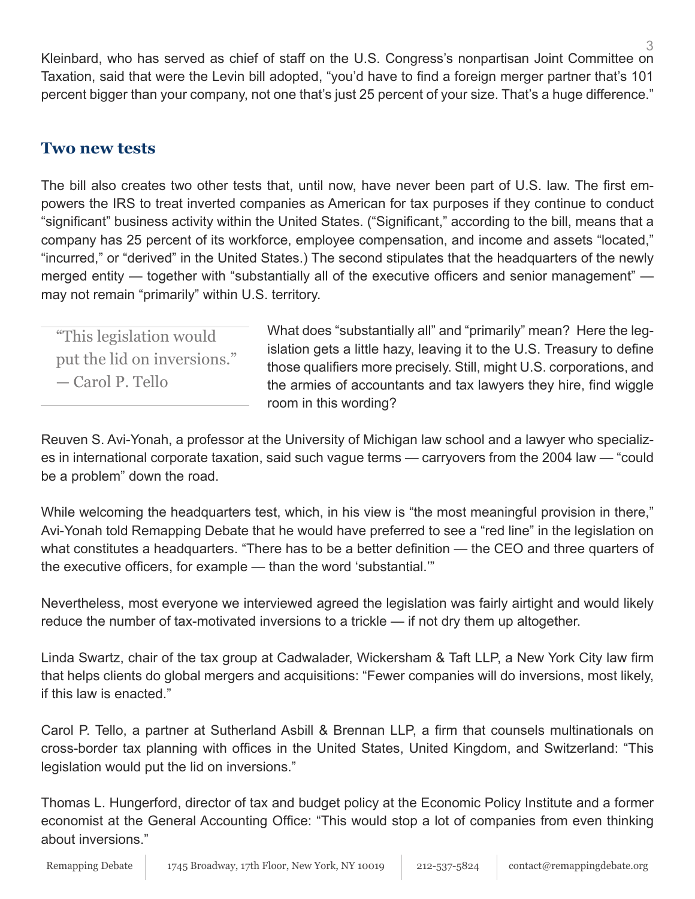Kleinbard, who has served as chief of staff on the U.S. Congress's nonpartisan Joint Committee on Taxation, said that were the Levin bill adopted, "you'd have to find a foreign merger partner that's 101 percent bigger than your company, not one that's just 25 percent of your size. That's a huge difference."

## Two new tests

The bill also creates two other tests that, until now, have never been part of U.S. law. The first empowers the IRS to treat inverted companies as American for tax purposes if they continue to conduct "significant" business activity within the United States. ("Significant," according to the bill, means that a company has 25 percent of its workforce, employee compensation, and income and assets "located," "incurred," or "derived" in the United States.) The second stipulates that the headquarters of the newly merged entity — together with "substantially all of the executive officers and senior management" — may not remain "primarily" within U.S. territory.

> "This legislation would put the lid on inversions." — Carol P. Tello

What does "substantially all" and "primarily" mean? Here the legislation gets a little hazy, leaving it to the U.S. Treasury to define those qualifiers more precisely. Still, might U.S. corporations, and the armies of accountants and tax lawyers they hire, find wiggle room in this wording?

Reuven S. Avi-Yonah, a professor at the University of Michigan law school and a lawyer who specializes in international corporate taxation, said such vague terms — carryovers from the 2004 law — "could be a problem" down the road.

While welcoming the headquarters test, which, in his view is "the most meaningful provision in there," Avi-Yonah told Remapping Debate that he would have preferred to see a "red line" in the legislation on what constitutes a headquarters. "There has to be a better definition — the CEO and three quarters of the executive officers, for example — than the word 'substantial.'"

Nevertheless, most everyone we interviewed agreed the legislation was fairly airtight and would likely reduce the number of tax-motivated inversions to a trickle — if not dry them up altogether.

Linda Swartz, chair of the tax group at Cadwalader, Wickersham & Taft LLP, a New York City law firm that helps clients do global mergers and acquisitions: "Fewer companies will do inversions, most likely, if this law is enacted."

Carol P. Tello, a partner at Sutherland Asbill & Brennan LLP, a firm that counsels multinationals on cross-border tax planning with offices in the United States, United Kingdom, and Switzerland: "This legislation would put the lid on inversions."

Thomas L. Hungerford, director of tax and budget policy at the Economic Policy Institute and a former economist at the General Accounting Office: "This would stop a lot of companies from even thinking about inversions."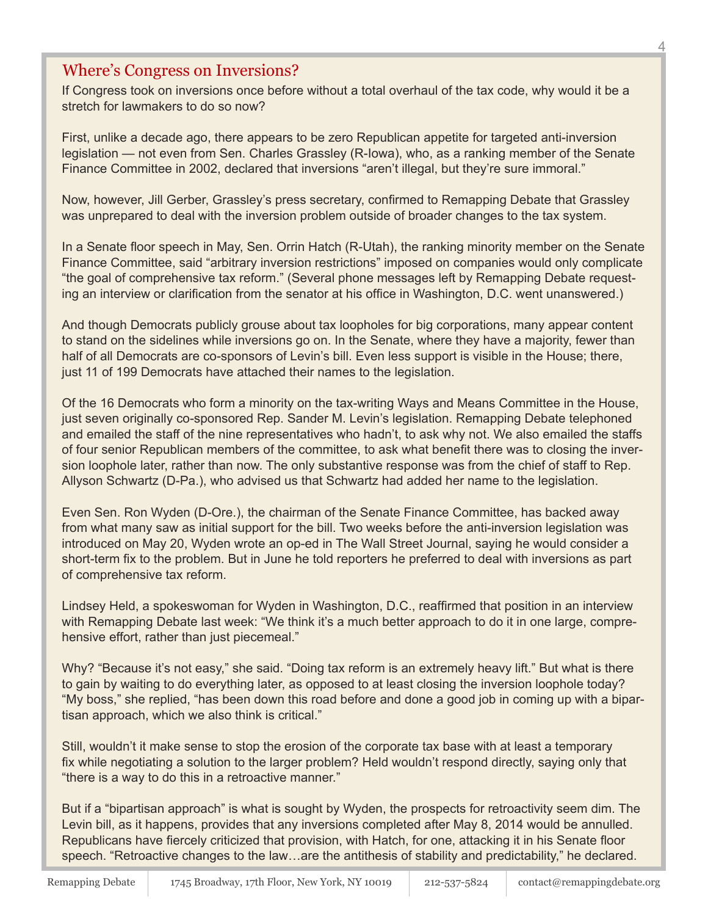## Where's Congress on Inversions?

If Congress took on inversions once before without a total overhaul of the tax code, why would it be a stretch for lawmakers to do so now?

First, unlike a decade ago, there appears to be zero Republican appetite for targeted anti-inversion legislation — not even from Sen. Charles Grassley (R-Iowa), who, as a ranking member of the Senate Finance Committee in 2002, declared that inversions "aren't illegal, but they're sure immoral."

Now, however, Jill Gerber, Grassley's press secretary, confirmed to Remapping Debate that Grassley was unprepared to deal with the inversion problem outside of broader changes to the tax system.

In a Senate floor speech in May, Sen. Orrin Hatch (R-Utah), the ranking minority member on the Senate Finance Committee, said "arbitrary inversion restrictions" imposed on companies would only complicate "the goal of comprehensive tax reform." (Several phone messages left by Remapping Debate requesting an interview or clarification from the senator at his office in Washington, D.C. went unanswered.)

And though Democrats publicly grouse about tax loopholes for big corporations, many appear content to stand on the sidelines while inversions go on. In the Senate, where they have a majority, fewer than half of all Democrats are co-sponsors of Levin's bill. Even less support is visible in the House; there, just 11 of 199 Democrats have attached their names to the legislation.

Of the 16 Democrats who form a minority on the tax-writing Ways and Means Committee in the House, just seven originally co-sponsored Rep. Sander M. Levin's legislation. Remapping Debate telephoned and emailed the staff of the nine representatives who hadn't, to ask why not. We also emailed the staffs of four senior Republican members of the committee, to ask what benefit there was to closing the inversion loophole later, rather than now. The only substantive response was from the chief of staff to Rep. Allyson Schwartz (D-Pa.), who advised us that Schwartz had added her name to the legislation.

Even Sen. Ron Wyden (D-Ore.), the chairman of the Senate Finance Committee, has backed away from what many saw as initial support for the bill. Two weeks before the anti-inversion legislation was introduced on May 20, Wyden wrote an op-ed in The Wall Street Journal, saying he would consider a short-term fix to the problem. But in June he told reporters he preferred to deal with inversions as part of comprehensive tax reform.

Lindsey Held, a spokeswoman for Wyden in Washington, D.C., reaffirmed that position in an interview with Remapping Debate last week: "We think it's a much better approach to do it in one large, comprehensive effort, rather than just piecemeal."

Why? "Because it's not easy," she said. "Doing tax reform is an extremely heavy lift." But what is there to gain by waiting to do everything later, as opposed to at least closing the inversion loophole today? "My boss," she replied, "has been down this road before and done a good job in coming up with a bipartisan approach, which we also think is critical."

Still, wouldn't it make sense to stop the erosion of the corporate tax base with at least a temporary fix while negotiating a solution to the larger problem? Held wouldn't respond directly, saying only that "there is a way to do this in a retroactive manner."

But if a "bipartisan approach" is what is sought by Wyden, the prospects for retroactivity seem dim. The Levin bill, as it happens, provides that any inversions completed after May 8, 2014 would be annulled. Republicans have fiercely criticized that provision, with Hatch, for one, attacking it in his Senate floor speech. "Retroactive changes to the law…are the antithesis of stability and predictability," he declared.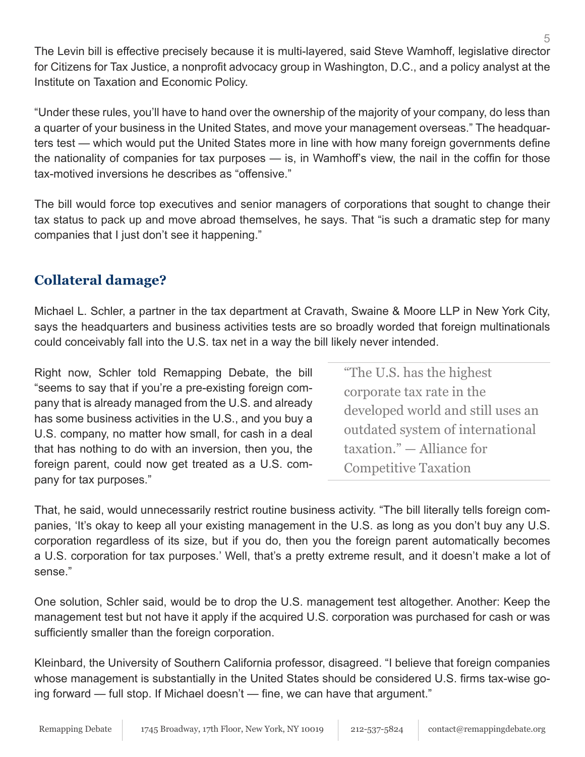The Levin bill is effective precisely because it is multi-layered, said Steve Wamhoff, legislative director for Citizens for Tax Justice, a nonprofit advocacy group in Washington, D.C., and a policy analyst at the Institute on Taxation and Economic Policy.

"Under these rules, you'll have to hand over the ownership of the majority of your company, do less than a quarter of your business in the United States, and move your management overseas." The headquarters test — which would put the United States more in line with how many foreign governments define the nationality of companies for tax purposes — is, in Wamhoff's view, the nail in the coffin for those tax-motived inversions he describes as "offensive."

The bill would force top executives and senior managers of corporations that sought to change their tax status to pack up and move abroad themselves, he says. That "is such a dramatic step for many companies that I just don't see it happening."

## Collateral damage?

Michael L. Schler, a partner in the tax department at Cravath, Swaine & Moore LLP in New York City, says the headquarters and business activities tests are so broadly worded that foreign multinationals could conceivably fall into the U.S. tax net in a way the bill likely never intended.

Right now, Schler told Remapping Debate, the bill "seems to say that if you're a pre-existing foreign company that is already managed from the U.S. and already has some business activities in the U.S., and you buy a U.S. company, no matter how small, for cash in a deal that has nothing to do with an inversion, then you, the foreign parent, could now get treated as a U.S. company for tax purposes."

> "The U.S. has the highest corporate tax rate in the developed world and still uses an outdated system of international taxation." — Alliance for Competitive Taxation

That, he said, would unnecessarily restrict routine business activity. "The bill literally tells foreign companies, 'It's okay to keep all your existing management in the U.S. as long as you don't buy any U.S. corporation regardless of its size, but if you do, then you the foreign parent automatically becomes a U.S. corporation for tax purposes.' Well, that's a pretty extreme result, and it doesn't make a lot of sense."

One solution, Schler said, would be to drop the U.S. management test altogether. Another: Keep the management test but not have it apply if the acquired U.S. corporation was purchased for cash or was sufficiently smaller than the foreign corporation.

Kleinbard, the University of Southern California professor, disagreed. "I believe that foreign companies whose management is substantially in the United States should be considered U.S. firms tax-wise going forward — full stop. If Michael doesn't — fine, we can have that argument."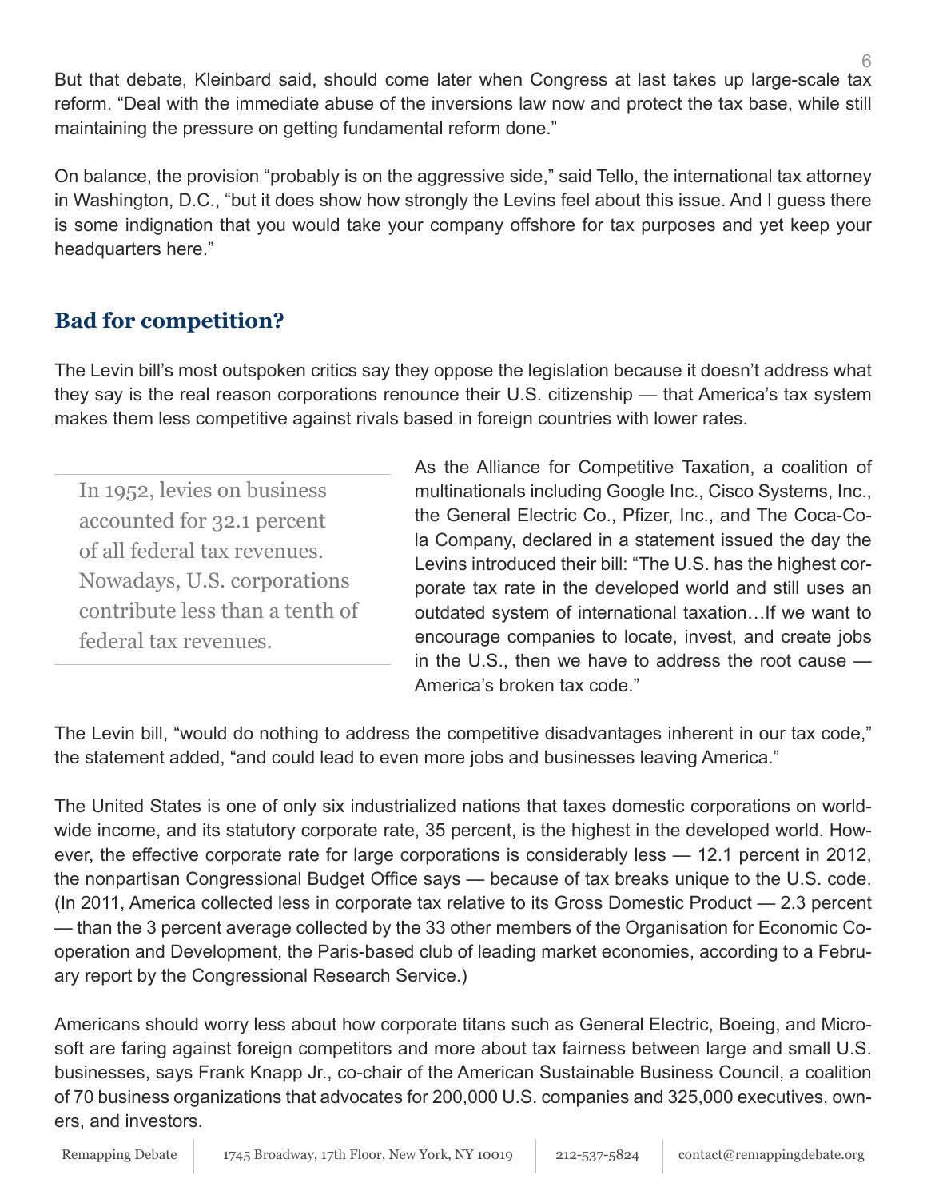But that debate, Kleinbard said, should come later when Congress at last takes up large-scale tax reform. "Deal with the immediate abuse of the inversions law now and protect the tax base, while still maintaining the pressure on getting fundamental reform done."

On balance, the provision "probably is on the aggressive side," said Tello, the international tax attorney in Washington, D.C., "but it does show how strongly the Levins feel about this issue. And I guess there is some indignation that you would take your company offshore for tax purposes and yet keep your headquarters here."

## Bad for competition?

The Levin bill's most outspoken critics say they oppose the legislation because it doesn't address what they say is the real reason corporations renounce their U.S. citizenship — that America's tax system makes them less competitive against rivals based in foreign countries with lower rates.

> In 1952, levies on business accounted for 32.1 percent of all federal tax revenues. Nowadays, U.S. corporations contribute less than a tenth of federal tax revenues.

As the Alliance for Competitive Taxation, a coalition of multinationals including Google Inc., Cisco Systems, Inc., the General Electric Co., Pfizer, Inc., and The Coca-Cola Company, declared in a statement issued the day the Levins introduced their bill: "The U.S. has the highest corporate tax rate in the developed world and still uses an outdated system of international taxation…If we want to encourage companies to locate, invest, and create jobs in the U.S., then we have to address the root cause — America's broken tax code."

The Levin bill, "would do nothing to address the competitive disadvantages inherent in our tax code," the statement added, "and could lead to even more jobs and businesses leaving America."

The United States is one of only six industrialized nations that taxes domestic corporations on worldwide income, and its statutory corporate rate, 35 percent, is the highest in the developed world. However, the effective corporate rate for large corporations is considerably less — 12.1 percent in 2012, the nonpartisan Congressional Budget Office says — because of tax breaks unique to the U.S. code. (In 2011, America collected less in corporate tax relative to its Gross Domestic Product — 2.3 percent — than the 3 percent average collected by the 33 other members of the Organisation for Economic Cooperation and Development, the Paris-based club of leading market economies, according to a February report by the Congressional Research Service.)

Americans should worry less about how corporate titans such as General Electric, Boeing, and Microsoft are faring against foreign competitors and more about tax fairness between large and small U.S. businesses, says Frank Knapp Jr., co-chair of the American Sustainable Business Council, a coalition of 70 business organizations that advocates for 200,000 U.S. companies and 325,000 executives, owners, and investors.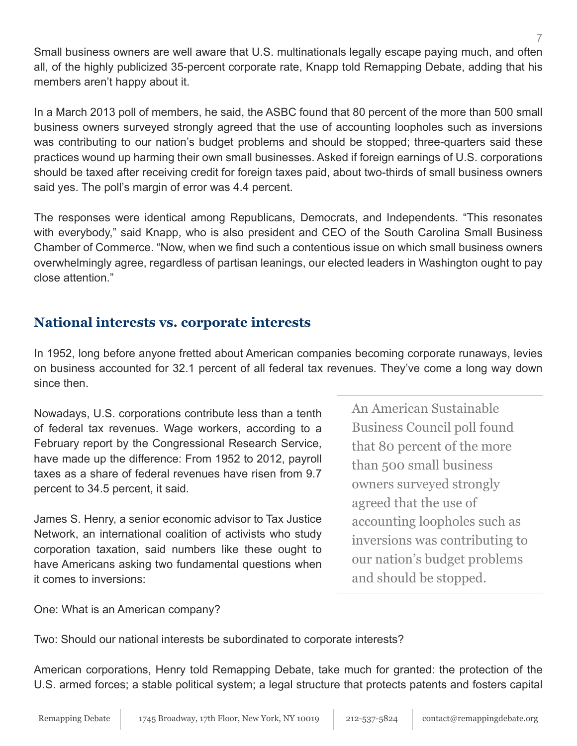Small business owners are well aware that U.S. multinationals legally escape paying much, and often all, of the highly publicized 35-percent corporate rate, Knapp told Remapping Debate, adding that his members aren't happy about it.

In a March 2013 poll of members, he said, the ASBC found that 80 percent of the more than 500 small business owners surveyed strongly agreed that the use of accounting loopholes such as inversions was contributing to our nation's budget problems and should be stopped; three-quarters said these practices wound up harming their own small businesses. Asked if foreign earnings of U.S. corporations should be taxed after receiving credit for foreign taxes paid, about two-thirds of small business owners said yes. The poll's margin of error was 4.4 percent.

The responses were identical among Republicans, Democrats, and Independents. "This resonates with everybody," said Knapp, who is also president and CEO of the South Carolina Small Business Chamber of Commerce. "Now, when we find such a contentious issue on which small business owners overwhelmingly agree, regardless of partisan leanings, our elected leaders in Washington ought to pay close attention."

## National interests vs. corporate interests

In 1952, long before anyone fretted about American companies becoming corporate runaways, levies on business accounted for 32.1 percent of all federal tax revenues. They've come a long way down since then.

Nowadays, U.S. corporations contribute less than a tenth of federal tax revenues. Wage workers, according to a February report by the Congressional Research Service, have made up the difference: From 1952 to 2012, payroll taxes as a share of federal revenues have risen from 9.7 percent to 34.5 percent, it said.

> An American Sustainable Business Council poll found that 80 percent of the more than 500 small business owners surveyed strongly agreed that the use of accounting loopholes such as inversions was contributing to our nation's budget problems and should be stopped.

James S. Henry, a senior economic advisor to Tax Justice Network, an international coalition of activists who study corporation taxation, said numbers like these ought to have Americans asking two fundamental questions when it comes to inversions:

One: What is an American company?

Two: Should our national interests be subordinated to corporate interests?

American corporations, Henry told Remapping Debate, take much for granted: the protection of the U.S. armed forces; a stable political system; a legal structure that protects patents and fosters capital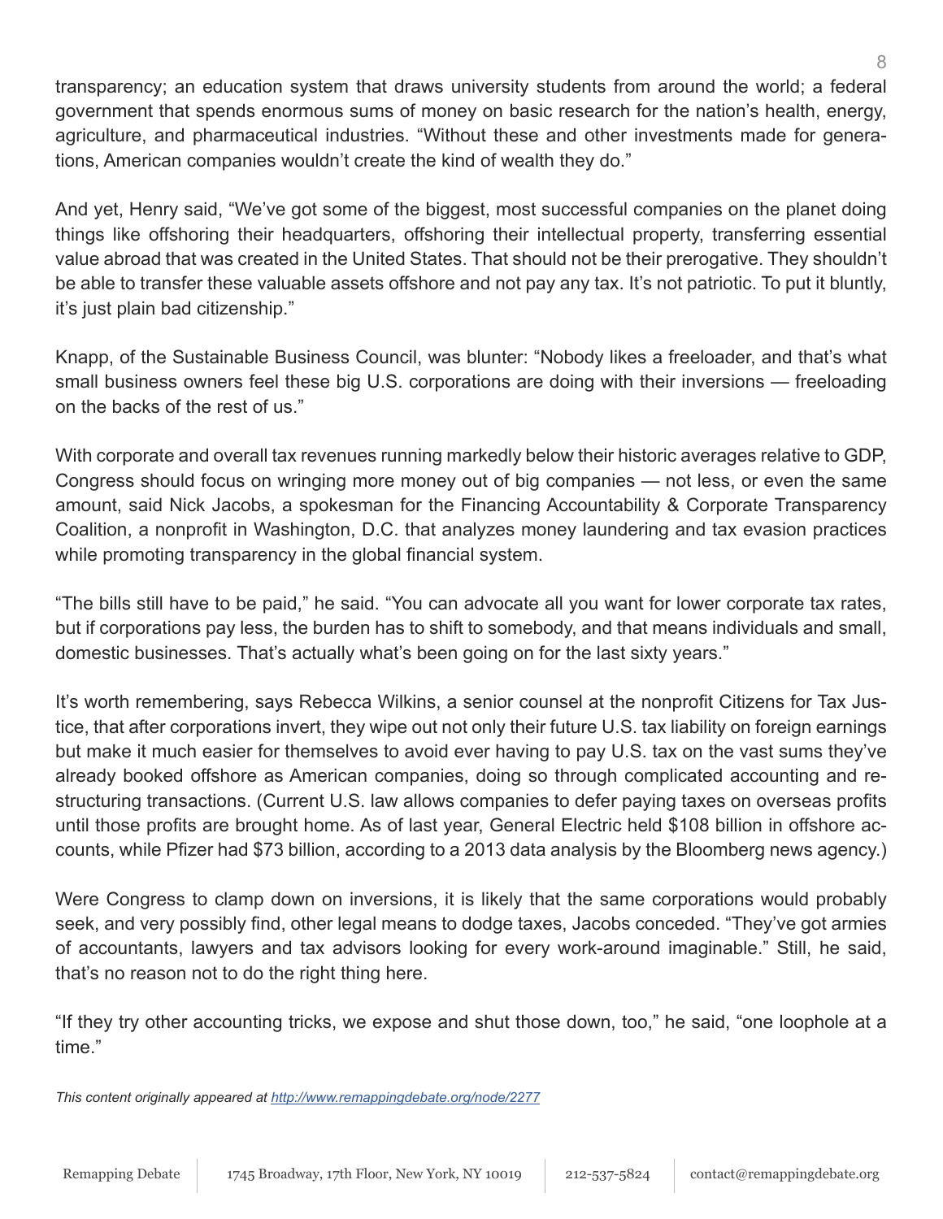transparency; an education system that draws university students from around the world; a federal government that spends enormous sums of money on basic research for the nation's health, energy, agriculture, and pharmaceutical industries. "Without these and other investments made for generations, American companies wouldn't create the kind of wealth they do."

And yet, Henry said, "We've got some of the biggest, most successful companies on the planet doing things like offshoring their headquarters, offshoring their intellectual property, transferring essential value abroad that was created in the United States. That should not be their prerogative. They shouldn't be able to transfer these valuable assets offshore and not pay any tax. It's not patriotic. To put it bluntly, it's just plain bad citizenship."

Knapp, of the Sustainable Business Council, was blunter: "Nobody likes a freeloader, and that's what small business owners feel these big U.S. corporations are doing with their inversions — freeloading on the backs of the rest of us."

With corporate and overall tax revenues running markedly below their historic averages relative to GDP, Congress should focus on wringing more money out of big companies — not less, or even the same amount, said Nick Jacobs, a spokesman for the Financing Accountability & Corporate Transparency Coalition, a nonprofit in Washington, D.C. that analyzes money laundering and tax evasion practices while promoting transparency in the global financial system.

"The bills still have to be paid," he said. "You can advocate all you want for lower corporate tax rates, but if corporations pay less, the burden has to shift to somebody, and that means individuals and small, domestic businesses. That's actually what's been going on for the last sixty years."

It's worth remembering, says Rebecca Wilkins, a senior counsel at the nonprofit Citizens for Tax Justice, that after corporations invert, they wipe out not only their future U.S. tax liability on foreign earnings but make it much easier for themselves to avoid ever having to pay U.S. tax on the vast sums they've already booked offshore as American companies, doing so through complicated accounting and restructuring transactions. (Current U.S. law allows companies to defer paying taxes on overseas profits until those profits are brought home. As of last year, General Electric held $108 billion in offshore accounts, while Pfizer had $73 billion, according to a 2013 data analysis by the Bloomberg news agency.)

Were Congress to clamp down on inversions, it is likely that the same corporations would probably seek, and very possibly find, other legal means to dodge taxes, Jacobs conceded. "They've got armies of accountants, lawyers and tax advisors looking for every work-around imaginable." Still, he said, that's no reason not to do the right thing here.

"If they try other accounting tricks, we expose and shut those down, too," he said, "one loophole at a time."

*This content originally appeared at [http://www.remappingdebate.org/node/2277](http://www.remappingdebate.org/node/2277)*